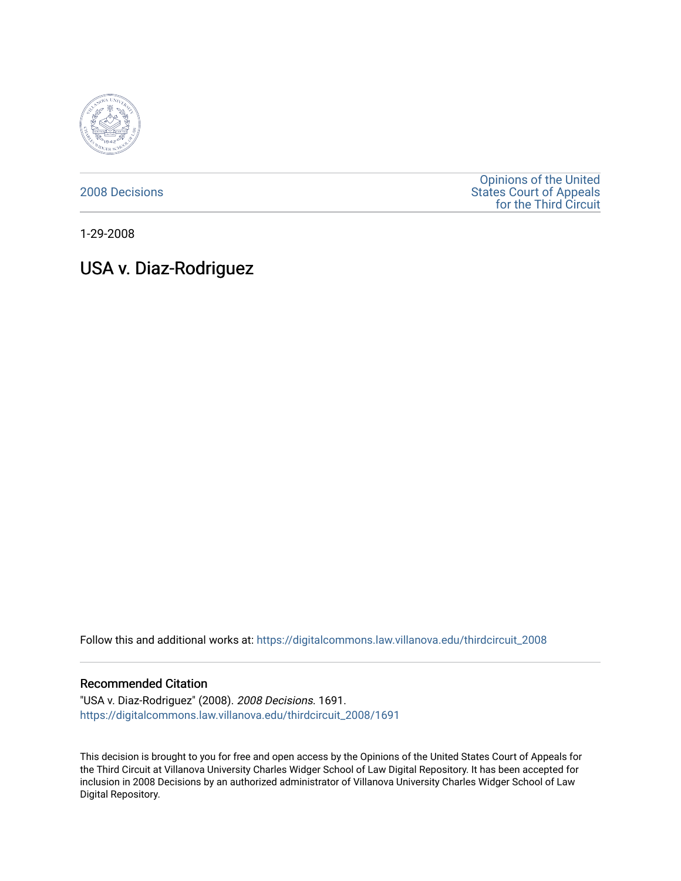2008 Decisions

Opinions of the United States Court of Appeals for the Third Circuit

1-29-2008

# USA v. Diaz-Rodriguez

Follow this and additional works at: https://digitalcommons.law.villanova.edu/thirdcircuit_2008

## Recommended Citation

"USA v. Diaz-Rodriguez" (2008). *2008 Decisions*. 1691.
https://digitalcommons.law.villanova.edu/thirdcircuit_2008/1691

This decision is brought to you for free and open access by the Opinions of the United States Court of Appeals for the Third Circuit at Villanova University Charles Widger School of Law Digital Repository. It has been accepted for inclusion in 2008 Decisions by an authorized administrator of Villanova University Charles Widger School of Law Digital Repository.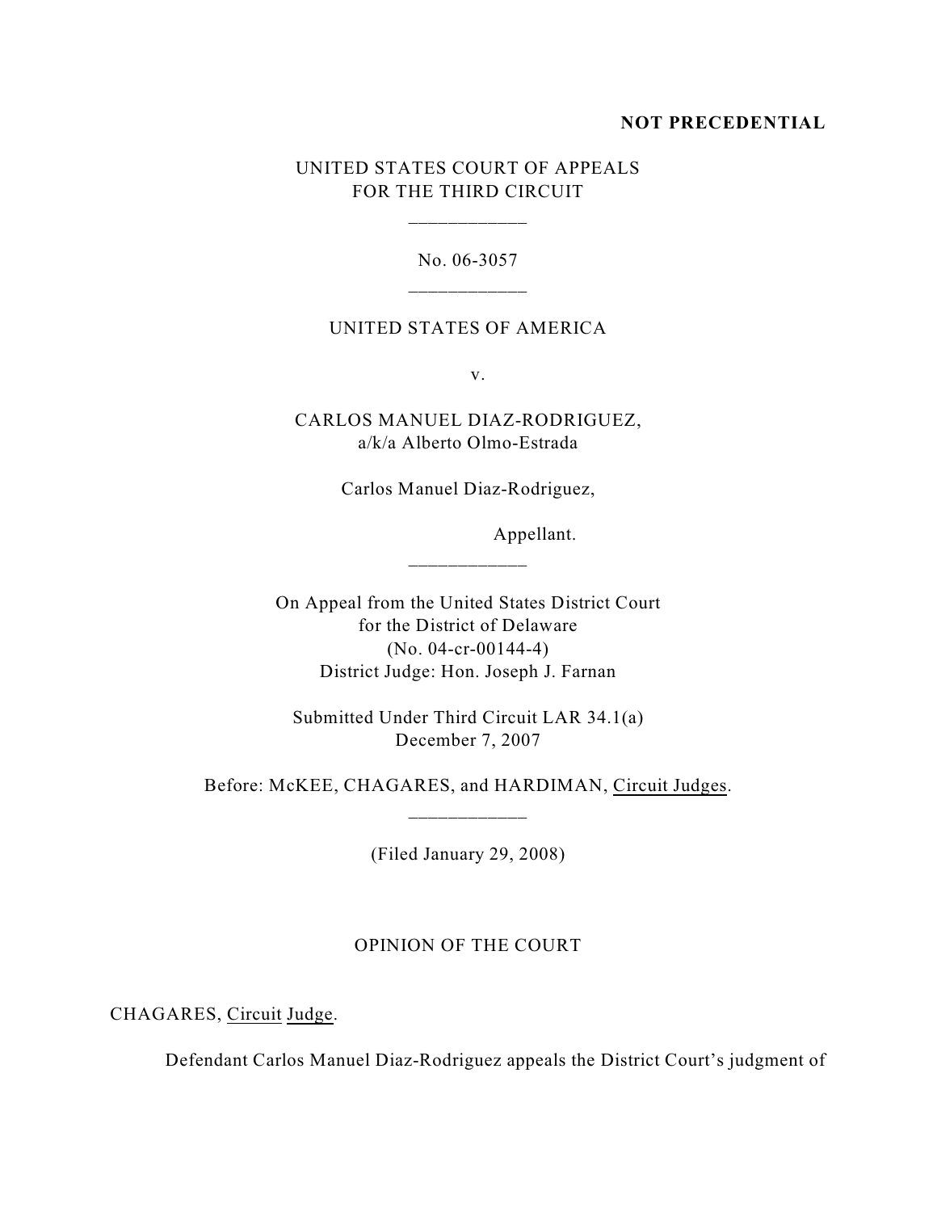**NOT PRECEDENTIAL**

UNITED STATES COURT OF APPEALS
FOR THE THIRD CIRCUIT

No. 06-3057

UNITED STATES OF AMERICA

v.

CARLOS MANUEL DIAZ-RODRIGUEZ,
a/k/a Alberto Olmo-Estrada

Carlos Manuel Diaz-Rodriguez,

Appellant.

On Appeal from the United States District Court
for the District of Delaware
(No. 04-cr-00144-4)
District Judge: Hon. Joseph J. Farnan

Submitted Under Third Circuit LAR 34.1(a)
December 7, 2007

Before: McKEE, CHAGARES, and HARDIMAN, Circuit Judges.

(Filed January 29, 2008)

OPINION OF THE COURT

CHAGARES, Circuit Judge.

Defendant Carlos Manuel Diaz-Rodriguez appeals the District Court's judgment of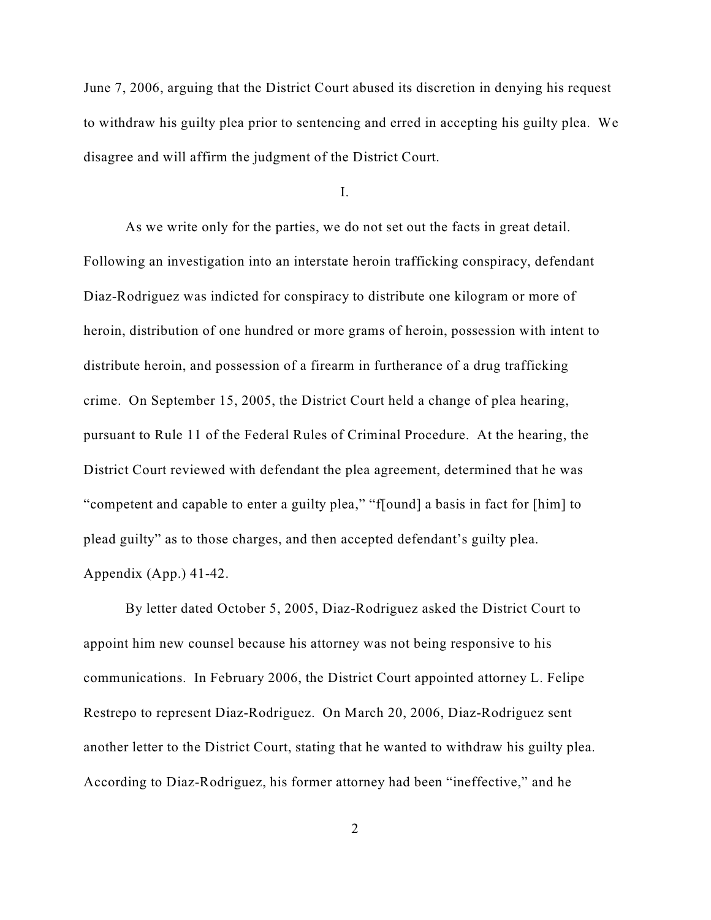June 7, 2006, arguing that the District Court abused its discretion in denying his request to withdraw his guilty plea prior to sentencing and erred in accepting his guilty plea. We disagree and will affirm the judgment of the District Court.

I.

As we write only for the parties, we do not set out the facts in great detail. Following an investigation into an interstate heroin trafficking conspiracy, defendant Diaz-Rodriguez was indicted for conspiracy to distribute one kilogram or more of heroin, distribution of one hundred or more grams of heroin, possession with intent to distribute heroin, and possession of a firearm in furtherance of a drug trafficking crime. On September 15, 2005, the District Court held a change of plea hearing, pursuant to Rule 11 of the Federal Rules of Criminal Procedure. At the hearing, the District Court reviewed with defendant the plea agreement, determined that he was "competent and capable to enter a guilty plea," "f[ound] a basis in fact for [him] to plead guilty" as to those charges, and then accepted defendant's guilty plea. Appendix (App.) 41-42.

By letter dated October 5, 2005, Diaz-Rodriguez asked the District Court to appoint him new counsel because his attorney was not being responsive to his communications. In February 2006, the District Court appointed attorney L. Felipe Restrepo to represent Diaz-Rodriguez. On March 20, 2006, Diaz-Rodriguez sent another letter to the District Court, stating that he wanted to withdraw his guilty plea. According to Diaz-Rodriguez, his former attorney had been "ineffective," and he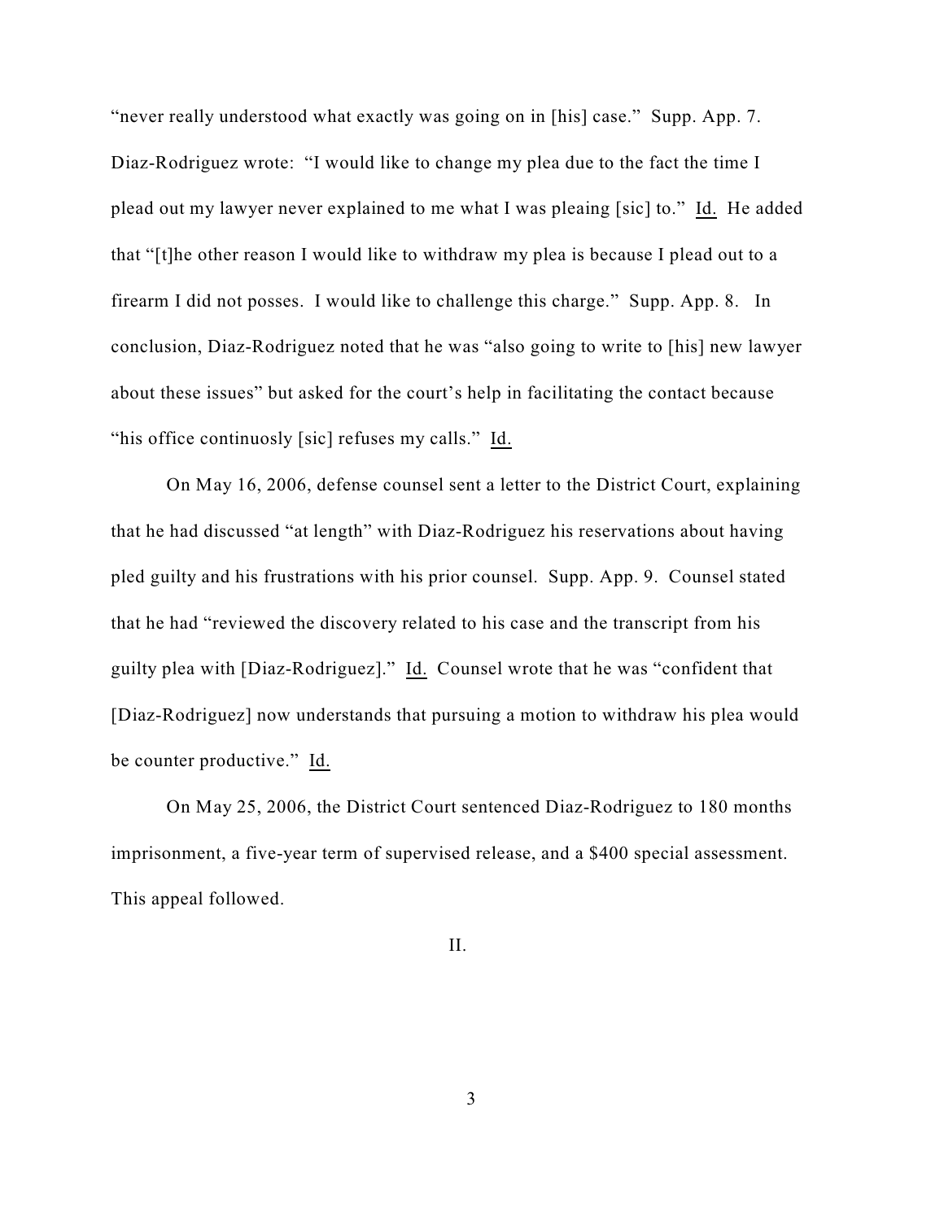"never really understood what exactly was going on in [his] case." Supp. App. 7. Diaz-Rodriguez wrote: "I would like to change my plea due to the fact the time I plead out my lawyer never explained to me what I was pleaing [sic] to." Id. He added that "[t]he other reason I would like to withdraw my plea is because I plead out to a firearm I did not posses. I would like to challenge this charge." Supp. App. 8. In conclusion, Diaz-Rodriguez noted that he was "also going to write to [his] new lawyer about these issues" but asked for the court's help in facilitating the contact because "his office continuosly [sic] refuses my calls." Id.

On May 16, 2006, defense counsel sent a letter to the District Court, explaining that he had discussed "at length" with Diaz-Rodriguez his reservations about having pled guilty and his frustrations with his prior counsel. Supp. App. 9. Counsel stated that he had "reviewed the discovery related to his case and the transcript from his guilty plea with [Diaz-Rodriguez]." Id. Counsel wrote that he was "confident that [Diaz-Rodriguez] now understands that pursuing a motion to withdraw his plea would be counter productive." Id.

On May 25, 2006, the District Court sentenced Diaz-Rodriguez to 180 months imprisonment, a five-year term of supervised release, and a $400 special assessment. This appeal followed.

## II.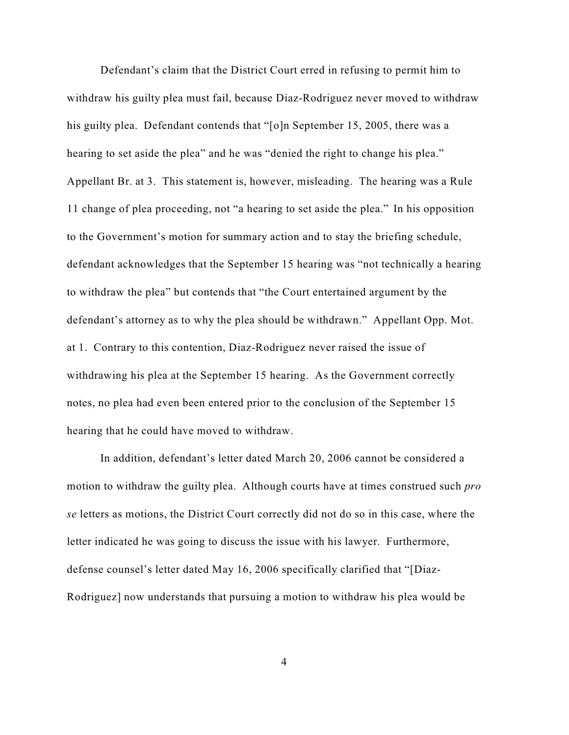Defendant's claim that the District Court erred in refusing to permit him to withdraw his guilty plea must fail, because Diaz-Rodriguez never moved to withdraw his guilty plea. Defendant contends that "[o]n September 15, 2005, there was a hearing to set aside the plea" and he was "denied the right to change his plea." Appellant Br. at 3. This statement is, however, misleading. The hearing was a Rule 11 change of plea proceeding, not "a hearing to set aside the plea." In his opposition to the Government's motion for summary action and to stay the briefing schedule, defendant acknowledges that the September 15 hearing was "not technically a hearing to withdraw the plea" but contends that "the Court entertained argument by the defendant's attorney as to why the plea should be withdrawn." Appellant Opp. Mot. at 1. Contrary to this contention, Diaz-Rodriguez never raised the issue of withdrawing his plea at the September 15 hearing. As the Government correctly notes, no plea had even been entered prior to the conclusion of the September 15 hearing that he could have moved to withdraw.

In addition, defendant's letter dated March 20, 2006 cannot be considered a motion to withdraw the guilty plea. Although courts have at times construed such *pro se* letters as motions, the District Court correctly did not do so in this case, where the letter indicated he was going to discuss the issue with his lawyer. Furthermore, defense counsel's letter dated May 16, 2006 specifically clarified that "[Diaz-Rodriguez] now understands that pursuing a motion to withdraw his plea would be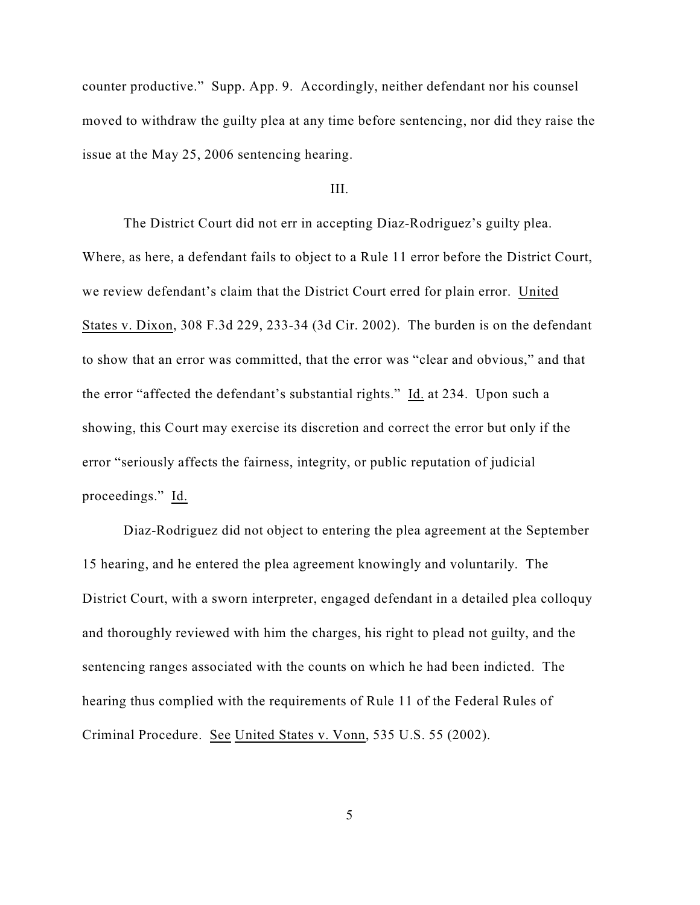counter productive." Supp. App. 9. Accordingly, neither defendant nor his counsel moved to withdraw the guilty plea at any time before sentencing, nor did they raise the issue at the May 25, 2006 sentencing hearing.

III.

The District Court did not err in accepting Diaz-Rodriguez's guilty plea. Where, as here, a defendant fails to object to a Rule 11 error before the District Court, we review defendant's claim that the District Court erred for plain error. United States v. Dixon, 308 F.3d 229, 233-34 (3d Cir. 2002). The burden is on the defendant to show that an error was committed, that the error was "clear and obvious," and that the error "affected the defendant's substantial rights." Id. at 234. Upon such a showing, this Court may exercise its discretion and correct the error but only if the error "seriously affects the fairness, integrity, or public reputation of judicial proceedings." Id.

Diaz-Rodriguez did not object to entering the plea agreement at the September 15 hearing, and he entered the plea agreement knowingly and voluntarily. The District Court, with a sworn interpreter, engaged defendant in a detailed plea colloquy and thoroughly reviewed with him the charges, his right to plead not guilty, and the sentencing ranges associated with the counts on which he had been indicted. The hearing thus complied with the requirements of Rule 11 of the Federal Rules of Criminal Procedure. See United States v. Vonn, 535 U.S. 55 (2002).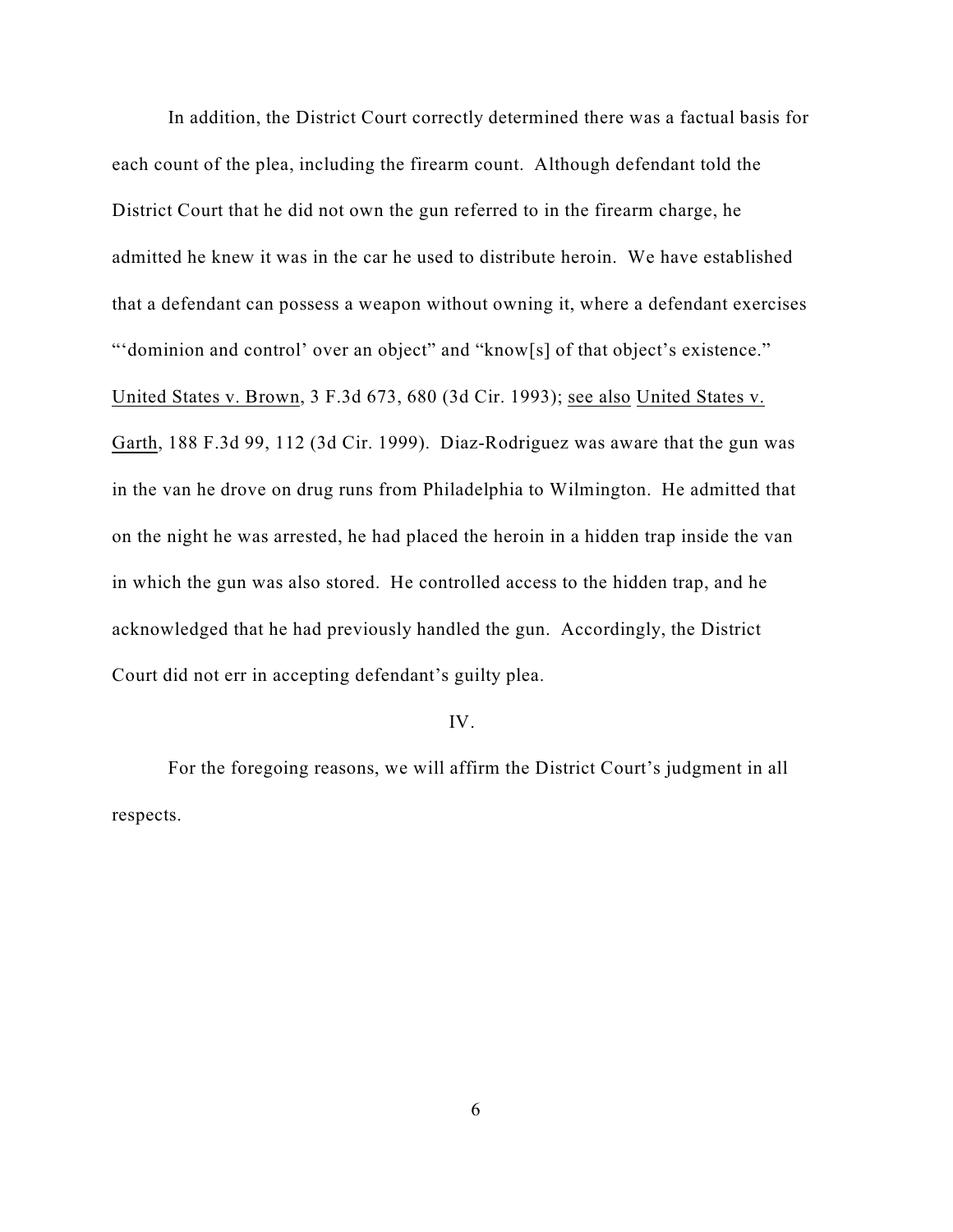In addition, the District Court correctly determined there was a factual basis for each count of the plea, including the firearm count. Although defendant told the District Court that he did not own the gun referred to in the firearm charge, he admitted he knew it was in the car he used to distribute heroin. We have established that a defendant can possess a weapon without owning it, where a defendant exercises "'dominion and control' over an object" and "know[s] of that object's existence." United States v. Brown, 3 F.3d 673, 680 (3d Cir. 1993); see also United States v. Garth, 188 F.3d 99, 112 (3d Cir. 1999). Diaz-Rodriguez was aware that the gun was in the van he drove on drug runs from Philadelphia to Wilmington. He admitted that on the night he was arrested, he had placed the heroin in a hidden trap inside the van in which the gun was also stored. He controlled access to the hidden trap, and he acknowledged that he had previously handled the gun. Accordingly, the District Court did not err in accepting defendant's guilty plea.

## IV.

For the foregoing reasons, we will affirm the District Court's judgment in all respects.